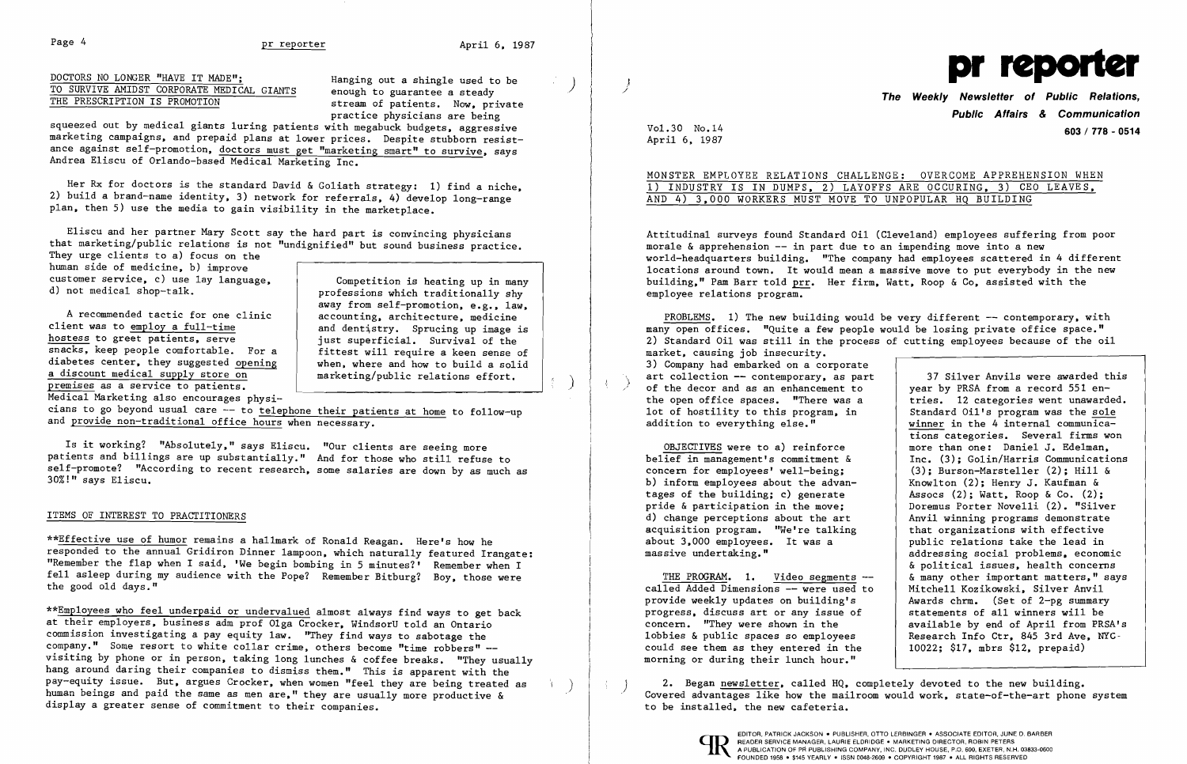## DOCTORS NO LONGER "HAVE IT MADE"; TO SURVIVE AMIDST CORPORATE MEDICAL GIANTS THE PRESCRIPTION IS PROMOTION

Hanging out a shingle used to be enough to guarantee a steady stream of patients. Now, private practice physicians are being squeezed out by medical giants luring patients with megabuck budgets, aggressive marketing campaigns, and prepaid plans at lower prices. Despite stubborn resistance against self-promotion, doctors must get "marketing smart" to survive, says Andrea Eliscu of Orlando-based Medical Marketing Inc.

Her Rx for doctors is the standard David & Goliath strategy: 1) find a niche, 2) build a brand-name identity, 3) network for referrals, 4) develop long-range plan, then 5) use the media to gain visibility in the marketplace.

Eliscu and her partner Mary Scott say the hard part is convincing physicians that marketing/public relations is not "undignified" but sound business practice. They urge clients to a) focus on the human side of medicine, b) improve customer service, c) use lay language, d) not medical shop-talk.

> Competition is heating up in many professions which traditionally shy away from self-promotion, e.g., law, accounting, architecture, medicine and dentistry. Sprucing up image is just superficial. Survival of the fittest will require a keen sense of when, where and how to build a solid marketing/public relations effort.

A recommended tactic for one clinic client was to employ a full-time hostess to greet patients, serve snacks, keep people comfortable. For a diabetes center, they suggested opening a discount medical supply store on premises as a service to patients. Medical Marketing also encourages physicians to go beyond usual care -- to telephone their patients at home to follow-up and provide non-traditional office hours when necessary.

Is it working? "Absolutely," says Eliscu. "Our clients are seeing more patients and billings are up substantially." And for those who still refuse to self-promote? "According to recent research, some salaries are down by as much as 30%!" says Eliscu.

## ITEMS OF INTEREST TO PRACTITIONERS

**Effective use of humor remains a hallmark of Ronald Reagan. Here's how he responded to the annual Gridiron Dinner lampoon, which naturally featured Irangate: "Remember the flap when I said, 'We begin bombing in 5 minutes?' Remember when I fell asleep during my audience with the Pope? Remember Bitburg? Boy, those were the good old days."

**Employees who feel underpaid or undervalued almost always find ways to get back at their employers, business adm prof Olga Crocker, WindsorU told an Ontario commission investigating a pay equity law. "They find ways to sabotage the company." Some resort to white collar crime, others become "time robbers" -- visiting by phone or in person, taking long lunches & coffee breaks. "They usually hang around daring their companies to dismiss them." This is apparent with the pay-equity issue. But, argues Crocker, when women "feel they are being treated as human beings and paid the same as men are," they are usually more productive & display a greater sense of commitment to their companies.

# pr reporter

**The Weekly Newsletter of Public Relations, Public Affairs & Communication**

603 / 778 - 0514

Vol.30 No.14
April 6, 1987

## MONSTER EMPLOYEE RELATIONS CHALLENGE: OVERCOME APPREHENSION WHEN 1) INDUSTRY IS IN DUMPS, 2) LAYOFFS ARE OCCURING, 3) CEO LEAVES, AND 4) 3,000 WORKERS MUST MOVE TO UNPOPULAR HQ BUILDING

Attitudinal surveys found Standard Oil (Cleveland) employees suffering from poor morale & apprehension -- in part due to an impending move into a new world-headquarters building. "The company had employees scattered in 4 different locations around town. It would mean a massive move to put everybody in the new building," Pam Barr told prr. Her firm, Watt, Roop & Co, assisted with the employee relations program.

PROBLEMS. 1) The new building would be very different -- contemporary, with many open offices. "Quite a few people would be losing private office space." 2) Standard Oil was still in the process of cutting employees because of the oil market, causing job insecurity. 3) Company had embarked on a corporate art collection -- contemporary, as part of the decor and as an enhancement to the open office spaces. "There was a lot of hostility to this program, in addition to everything else."

OBJECTIVES were to a) reinforce belief in management's commitment & concern for employees' well-being; b) inform employees about the advantages of the building; c) generate pride & participation in the move; d) change perceptions about the art acquisition program. "We're talking about 3,000 employees. It was a massive undertaking."

THE PROGRAM. 1. Video segments -- called Added Dimensions -- were used to provide weekly updates on building's progress, discuss art or any issue of concern. "They were shown in the lobbies & public spaces so employees could see them as they entered in the morning or during their lunch hour."

> 37 Silver Anvils were awarded this year by PRSA from a record 551 entries. 12 categories went unawarded. Standard Oil's program was the sole winner in the 4 internal communications categories. Several firms won more than one: Daniel J. Edelman, Inc. (3); Golin/Harris Communications (3); Burson-Marsteller (2); Hill & Knowlton (2); Henry J. Kaufman & Assocs (2); Watt, Roop & Co. (2); Doremus Porter Novelli (2). "Silver Anvil winning programs demonstrate that organizations with effective public relations take the lead in addressing social problems, economic & political issues, health concerns & many other important matters," says Mitchell Kozikowski, Silver Anvil Awards chrm. (Set of 2-pg summary statements of all winners will be available by end of April from PRSA's Research Info Ctr, 845 3rd Ave, NYC 10022; $17, mbrs $12, prepaid)

2. Began newsletter, called HQ, completely devoted to the new building. Covered advantages like how the mailroom would work, state-of-the-art phone system to be installed, the new cafeteria.

EDITOR, PATRICK JACKSON • PUBLISHER, OTTO LERBINGER • ASSOCIATE EDITOR, JUNE D. BARBER
READER SERVICE MANAGER, LAURIE ELDRIDGE • MARKETING DIRECTOR, ROBIN PETERS
A PUBLICATION OF PR PUBLISHING COMPANY, INC. DUDLEY HOUSE, P.O. 600, EXETER, N.H. 03833-0600
FOUNDED 1958 • $145 YEARLY • ISSN 0048-2609 • COPYRIGHT 1987 • ALL RIGHTS RESERVED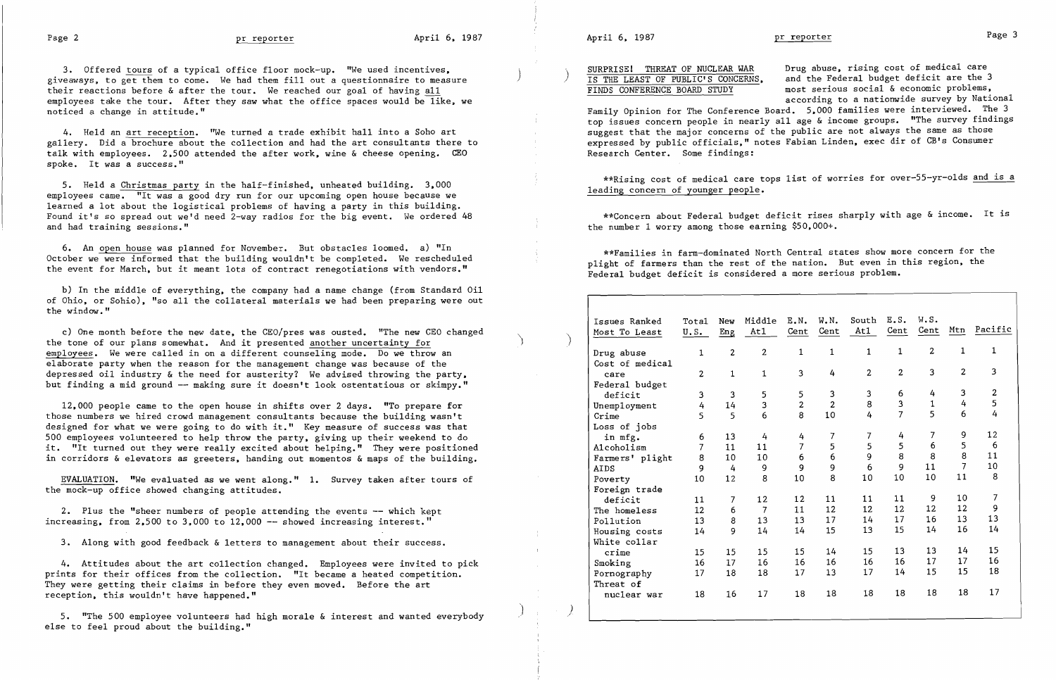3. Offered tours of a typical office floor mock-up. "We used incentives, giveaways, to get them to come. We had them fill out a questionnaire to measure their reactions before & after the tour. We reached our goal of having all employees take the tour. After they saw what the office spaces would be like, we noticed a change in attitude."

4. Held an art reception. "We turned a trade exhibit hall into a Soho art gallery. Did a brochure about the collection and had the art consultants there to talk with employees. 2,500 attended the after work, wine & cheese opening. CEO spoke. It was a success."

5. Held a Christmas party in the half-finished, unheated building. 3,000 employees came. "It was a good dry run for our upcoming open house because we learned a lot about the logistical problems of having a party in this building. Found it's so spread out we'd need 2-way radios for the big event. We ordered 48 and had training sessions."

6. An open house was planned for November. But obstacles loomed. a) "In October we were informed that the building wouldn't be completed. We rescheduled the event for March, but it meant lots of contract renegotiations with vendors."

b) In the middle of everything, the company had a name change (from Standard Oil of Ohio, or Sohio), "so all the collateral materials we had been preparing were out the window."

c) One month before the new date, the CEO/pres was ousted. "The new CEO changed the tone of our plans somewhat. And it presented another uncertainty for employees. We were called in on a different counseling mode. Do we throw an elaborate party when the reason for the management change was because of the depressed oil industry & the need for austerity? We advised throwing the party, but finding a mid ground -- making sure it doesn't look ostentatious or skimpy."

12,000 people came to the open house in shifts over 2 days. "To prepare for those numbers we hired crowd management consultants because the building wasn't designed for what we were going to do with it." Key measure of success was that 500 employees volunteered to help throw the party, giving up their weekend to do it. "It turned out they were really excited about helping." They were positioned in corridors & elevators as greeters, handing out momentos & maps of the building.

EVALUATION. "We evaluated as we went along." 1. Survey taken after tours of the mock-up office showed changing attitudes.

2. Plus the "sheer numbers of people attending the events -- which kept increasing, from 2,500 to 3,000 to 12,000 -- showed increasing interest."

3. Along with good feedback & letters to management about their success.

4. Attitudes about the art collection changed. Employees were invited to pick prints for their offices from the collection. "It became a heated competition. They were getting their claims in before they even moved. Before the art reception, this wouldn't have happened."

5. "The 500 employee volunteers had high morale & interest and wanted everybody else to feel proud about the building."

## SURPRISE! THREAT OF NUCLEAR WAR IS THE LEAST OF PUBLIC'S CONCERNS, FINDS CONFERENCE BOARD STUDY

Drug abuse, rising cost of medical care and the Federal budget deficit are the 3 most serious social & economic problems, according to a nationwide survey by National Family Opinion for The Conference Board. 5,000 families were interviewed. The 3 top issues concern people in nearly all age & income groups. "The survey findings suggest that the major concerns of the public are not always the same as those expressed by public officials," notes Fabian Linden, exec dir of CB's Consumer Research Center. Some findings:

**Rising cost of medical care tops list of worries for over-55-yr-olds and is a leading concern of younger people.

**Concern about Federal budget deficit rises sharply with age & income. It is the number 1 worry among those earning $50,000+.

**Families in farm-dominated North Central states show more concern for the plight of farmers than the rest of the nation. But even in this region, the Federal budget deficit is considered a more serious problem.

| Issues Ranked Most To Least | Total U.S. | New Eng | Middle Atl | E.N. Cent | W.N. Cent | South Atl | E.S. Cent | W.S. Cent | Mtn | Pacific |
|---|---|---|---|---|---|---|---|---|---|---|
| Drug abuse | 1 | 2 | 2 | 1 | 1 | 1 | 1 | 2 | 1 | 1 |
| Cost of medical care | 2 | 1 | 1 | 3 | 4 | 2 | 2 | 3 | 2 | 3 |
| Federal budget deficit | 3 | 3 | 5 | 5 | 3 | 3 | 6 | 4 | 3 | 2 |
| Unemployment | 4 | 14 | 3 | 2 | 2 | 8 | 3 | 1 | 4 | 5 |
| Crime | 5 | 5 | 6 | 8 | 10 | 4 | 7 | 5 | 6 | 4 |
| Loss of jobs in mfg. | 6 | 13 | 4 | 4 | 7 | 7 | 4 | 7 | 9 | 12 |
| Alcoholism | 7 | 11 | 11 | 7 | 5 | 5 | 5 | 6 | 5 | 6 |
| Farmers' plight | 8 | 10 | 10 | 6 | 6 | 9 | 8 | 8 | 8 | 11 |
| AIDS | 9 | 4 | 9 | 9 | 9 | 6 | 9 | 11 | 7 | 10 |
| Poverty | 10 | 12 | 8 | 10 | 8 | 10 | 10 | 10 | 11 | 8 |
| Foreign trade deficit | 11 | 7 | 12 | 12 | 11 | 11 | 11 | 9 | 10 | 7 |
| The homeless | 12 | 6 | 7 | 11 | 12 | 12 | 12 | 12 | 12 | 9 |
| Pollution | 13 | 8 | 13 | 13 | 17 | 14 | 17 | 16 | 13 | 13 |
| Housing costs | 14 | 9 | 14 | 14 | 15 | 13 | 15 | 14 | 16 | 14 |
| White collar crime | 15 | 15 | 15 | 15 | 14 | 15 | 13 | 13 | 14 | 15 |
| Smoking | 16 | 17 | 16 | 16 | 16 | 16 | 16 | 17 | 17 | 16 |
| Pornography | 17 | 18 | 18 | 17 | 13 | 17 | 14 | 15 | 15 | 18 |
| Threat of nuclear war | 18 | 16 | 17 | 18 | 18 | 18 | 18 | 18 | 18 | 17 |